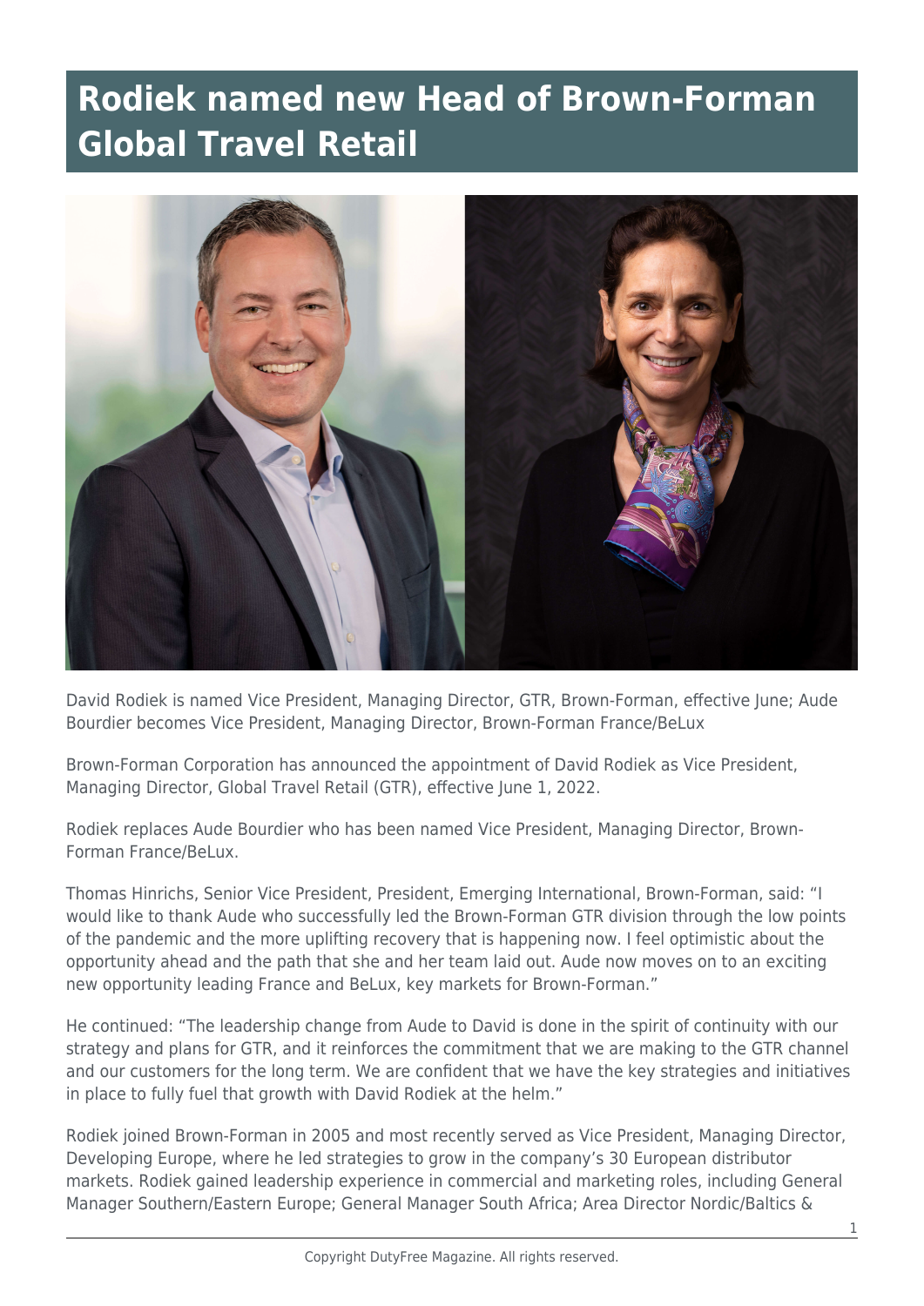# Rodiek named new Head of Brown-Forman Global Travel Retail

David Rodiek is named Vice President, Managing Director, GTR, Brown-Forman, effective June; Aude Bourdier becomes Vice President, Managing Director, Brown-Forman France/BeLux

Brown-Forman Corporation has announced the appointment of David Rodiek as Vice President, Managing Director, Global Travel Retail (GTR), effective June 1, 2022.

Rodiek replaces Aude Bourdier who has been named Vice President, Managing Director, Brown-Forman France/BeLux.

Thomas Hinrichs, Senior Vice President, President, Emerging International, Brown-Forman, said: "I would like to thank Aude who successfully led the Brown-Forman GTR division through the low points of the pandemic and the more uplifting recovery that is happening now. I feel optimistic about the opportunity ahead and the path that she and her team laid out. Aude now moves on to an exciting new opportunity leading France and BeLux, key markets for Brown-Forman."

He continued: "The leadership change from Aude to David is done in the spirit of continuity with our strategy and plans for GTR, and it reinforces the commitment that we are making to the GTR channel and our customers for the long term. We are confident that we have the key strategies and initiatives in place to fully fuel that growth with David Rodiek at the helm."

Rodiek joined Brown-Forman in 2005 and most recently served as Vice President, Managing Director, Developing Europe, where he led strategies to grow in the company's 30 European distributor markets. Rodiek gained leadership experience in commercial and marketing roles, including General Manager Southern/Eastern Europe; General Manager South Africa; Area Director Nordic/Baltics &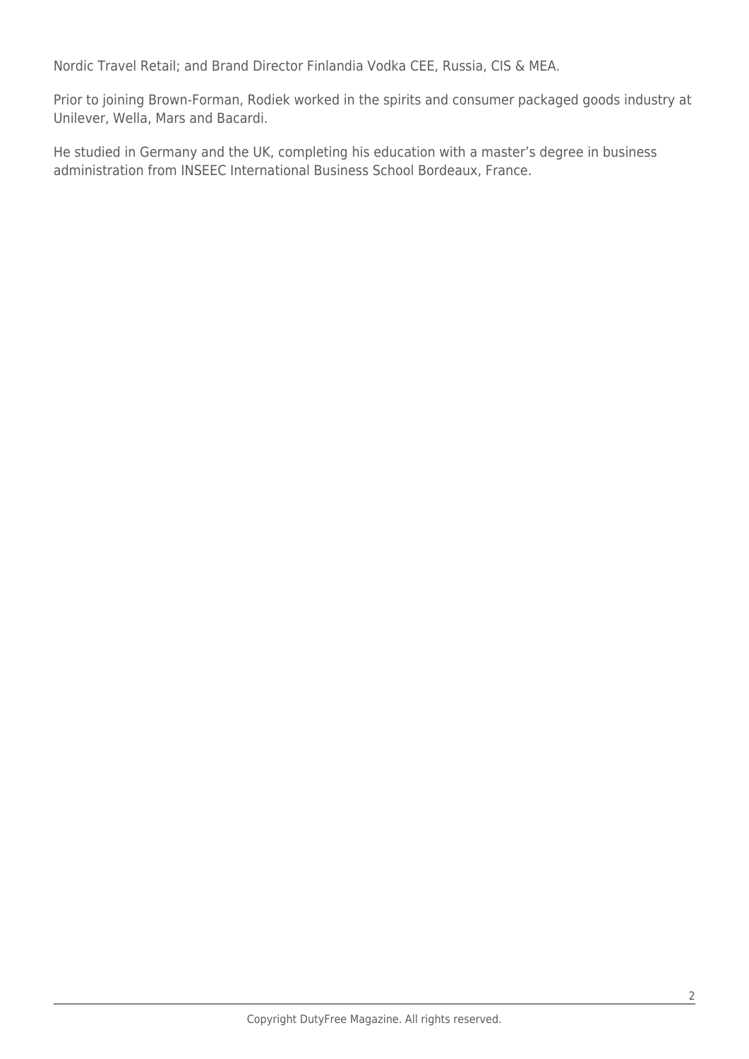Nordic Travel Retail; and Brand Director Finlandia Vodka CEE, Russia, CIS & MEA.

Prior to joining Brown-Forman, Rodiek worked in the spirits and consumer packaged goods industry at Unilever, Wella, Mars and Bacardi.

He studied in Germany and the UK, completing his education with a master's degree in business administration from INSEEC International Business School Bordeaux, France.